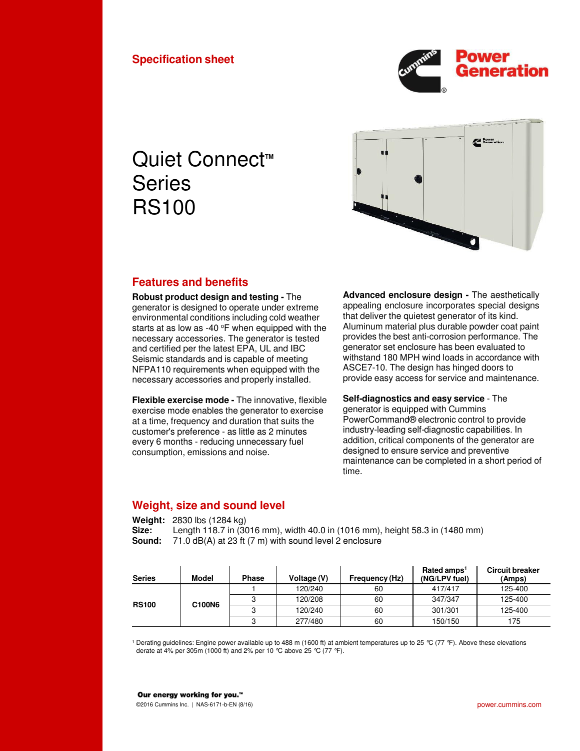Specification sheet

# Quiet Connect™ Series RS100

## Features and benefits

**Robust product design and testing -** The generator is designed to operate under extreme environmental conditions including cold weather starts at as low as -40 °F when equipped with the necessary accessories. The generator is tested and certified per the latest EPA, UL and IBC Seismic standards and is capable of meeting NFPA110 requirements when equipped with the necessary accessories and properly installed.

**Flexible exercise mode -** The innovative, flexible exercise mode enables the generator to exercise at a time, frequency and duration that suits the customer's preference - as little as 2 minutes every 6 months - reducing unnecessary fuel consumption, emissions and noise.

**Advanced enclosure design -** The aesthetically appealing enclosure incorporates special designs that deliver the quietest generator of its kind. Aluminum material plus durable powder coat paint provides the best anti-corrosion performance. The generator set enclosure has been evaluated to withstand 180 MPH wind loads in accordance with ASCE7-10. The design has hinged doors to provide easy access for service and maintenance.

**Self-diagnostics and easy service** - The generator is equipped with Cummins PowerCommand® electronic control to provide industry-leading self-diagnostic capabilities. In addition, critical components of the generator are designed to ensure service and preventive maintenance can be completed in a short period of time.

## Weight, size and sound level

**Weight:** 2830 lbs (1284 kg)
**Size:** Length 118.7 in (3016 mm), width 40.0 in (1016 mm), height 58.3 in (1480 mm)
**Sound:** 71.0 dB(A) at 23 ft (7 m) with sound level 2 enclosure

| Series | Model | Phase | Voltage (V) | Frequency (Hz) | Rated amps[1] (NG/LPV fuel) | Circuit breaker (Amps) |
|---|---|---|---|---|---|---|
| RS100 | C100N6 | 1 | 120/240 | 60 | 417/417 | 125-400 |
| | | 3 | 120/208 | 60 | 347/347 | 125-400 |
| | | 3 | 120/240 | 60 | 301/301 | 125-400 |
| | | 3 | 277/480 | 60 | 150/150 | 175 |

[1] Derating guidelines: Engine power available up to 488 m (1600 ft) at ambient temperatures up to 25 °C (77 °F). Above these elevations derate at 4% per 305m (1000 ft) and 2% per 10 °C above 25 °C (77 °F).

Our energy working for you.™

©2016 Cummins Inc. | NAS-6171-b-EN (8/16)

power.cummins.com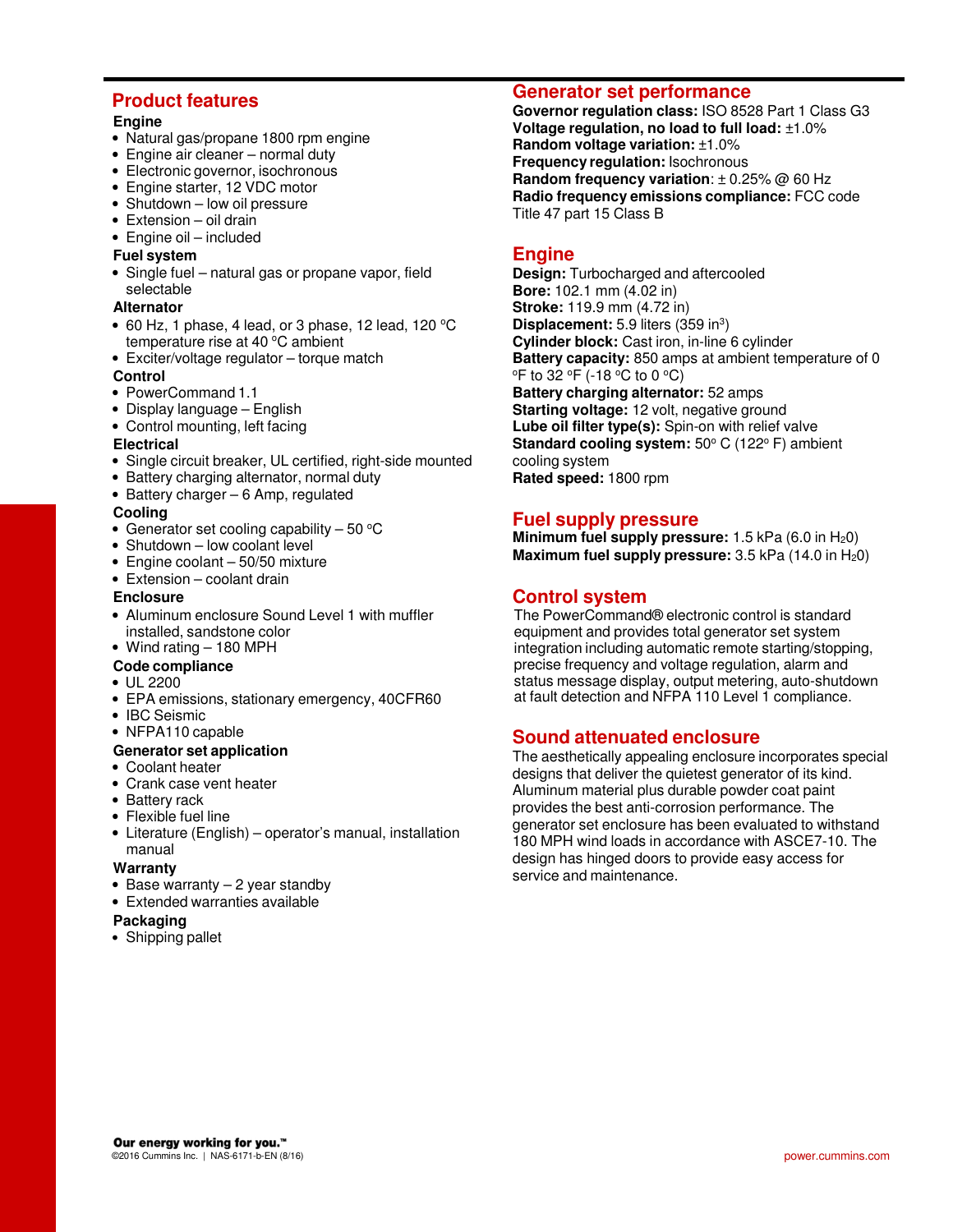## Product features

### Engine

- Natural gas/propane 1800 rpm engine
- Engine air cleaner – normal duty
- Electronic governor, isochronous
- Engine starter, 12 VDC motor
- Shutdown – low oil pressure
- Extension – oil drain
- Engine oil – included

### Fuel system

- Single fuel – natural gas or propane vapor, field selectable

### Alternator

- 60 Hz, 1 phase, 4 lead, or 3 phase, 12 lead, 120 °C temperature rise at 40 °C ambient
- Exciter/voltage regulator – torque match

### Control

- PowerCommand 1.1
- Display language – English
- Control mounting, left facing

### Electrical

- Single circuit breaker, UL certified, right-side mounted
- Battery charging alternator, normal duty
- Battery charger – 6 Amp, regulated

### Cooling

- Generator set cooling capability – 50 °C
- Shutdown – low coolant level
- Engine coolant – 50/50 mixture
- Extension – coolant drain

### Enclosure

- Aluminum enclosure Sound Level 1 with muffler installed, sandstone color
- Wind rating – 180 MPH

### Code compliance

- UL 2200
- EPA emissions, stationary emergency, 40CFR60
- IBC Seismic
- NFPA110 capable

### Generator set application

- Coolant heater
- Crank case vent heater
- Battery rack
- Flexible fuel line
- Literature (English) – operator's manual, installation manual

### Warranty

- Base warranty – 2 year standby
- Extended warranties available

### Packaging

- Shipping pallet

## Generator set performance

**Governor regulation class:** ISO 8528 Part 1 Class G3
**Voltage regulation, no load to full load:** ±1.0%
**Random voltage variation:** ±1.0%
**Frequency regulation:** Isochronous
**Random frequency variation**: ± 0.25% @ 60 Hz
**Radio frequency emissions compliance:** FCC code Title 47 part 15 Class B

## Engine

**Design:** Turbocharged and aftercooled
**Bore:** 102.1 mm (4.02 in)
**Stroke:** 119.9 mm (4.72 in)
**Displacement:** 5.9 liters (359 in$^3$)
**Cylinder block:** Cast iron, in-line 6 cylinder
**Battery capacity:** 850 amps at ambient temperature of 0 °F to 32 °F (-18 °C to 0 °C)
**Battery charging alternator:** 52 amps
**Starting voltage:** 12 volt, negative ground
**Lube oil filter type(s):** Spin-on with relief valve
**Standard cooling system:** 50° C (122° F) ambient cooling system
**Rated speed:** 1800 rpm

## Fuel supply pressure

**Minimum fuel supply pressure:** 1.5 kPa (6.0 in $H_20$)
**Maximum fuel supply pressure:** 3.5 kPa (14.0 in $H_20$)

## Control system

The PowerCommand® electronic control is standard equipment and provides total generator set system integration including automatic remote starting/stopping, precise frequency and voltage regulation, alarm and status message display, output metering, auto-shutdown at fault detection and NFPA 110 Level 1 compliance.

## Sound attenuated enclosure

The aesthetically appealing enclosure incorporates special designs that deliver the quietest generator of its kind. Aluminum material plus durable powder coat paint provides the best anti-corrosion performance. The generator set enclosure has been evaluated to withstand 180 MPH wind loads in accordance with ASCE7-10. The design has hinged doors to provide easy access for service and maintenance.

**Our energy working for you.™**
©2016 Cummins Inc. | NAS-6171-b-EN (8/16)

power.cummins.com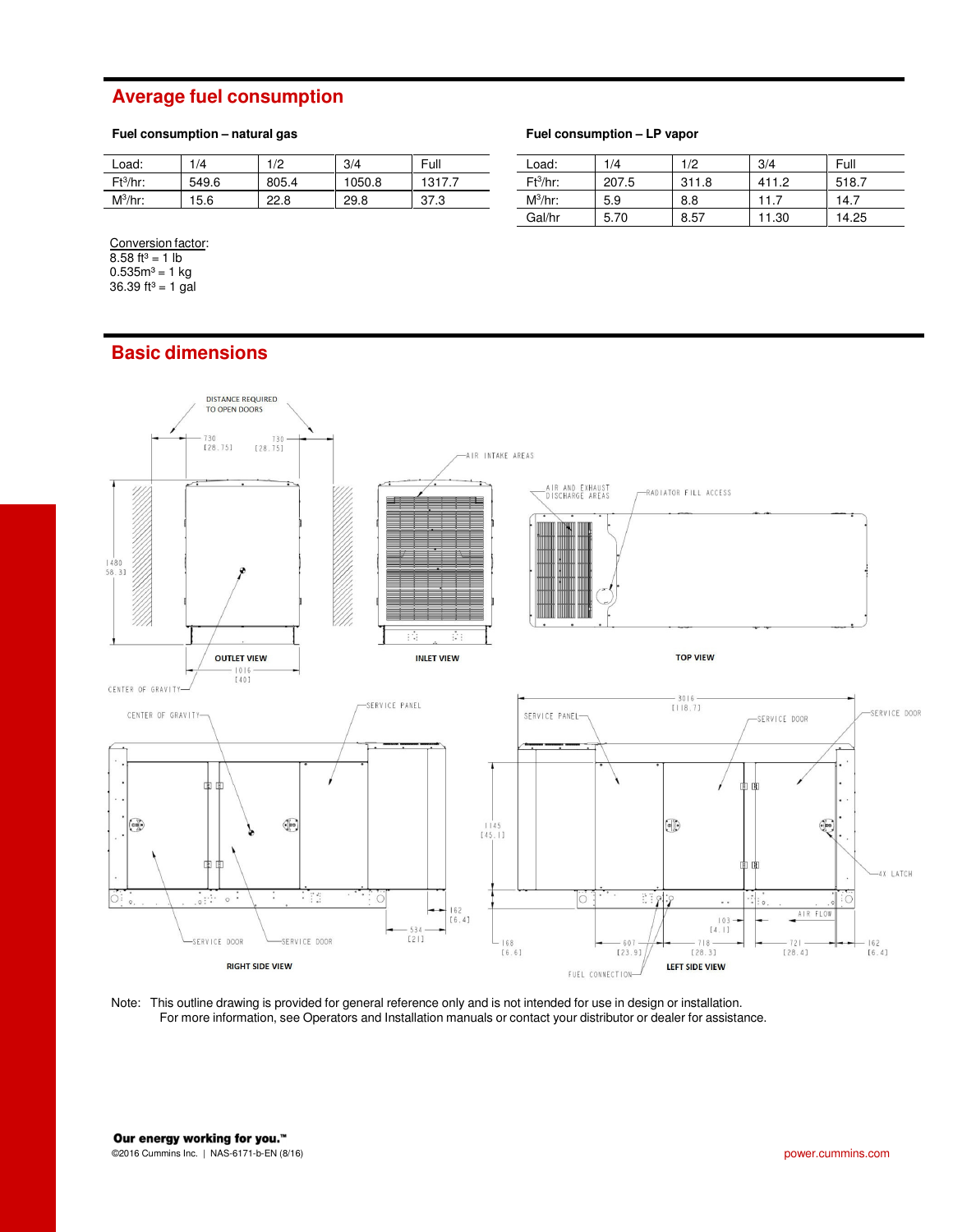## Average fuel consumption

**Fuel consumption – natural gas**

| Load: | 1/4 | 1/2 | 3/4 | Full |
|---|---|---|---|---|
| Ft$^3$/hr: | 549.6 | 805.4 | 1050.8 | 1317.7 |
| M$^3$/hr: | 15.6 | 22.8 | 29.8 | 37.3 |

**Fuel consumption – LP vapor**

| Load: | 1/4 | 1/2 | 3/4 | Full |
|---|---|---|---|---|
| Ft$^3$/hr: | 207.5 | 311.8 | 411.2 | 518.7 |
| M$^3$/hr: | 5.9 | 8.8 | 11.7 | 14.7 |
| Gal/hr | 5.70 | 8.57 | 11.30 | 14.25 |

Conversion factor:
8.58 ft$^3$ = 1 lb
0.535m$^3$ = 1 kg
36.39 ft$^3$ = 1 gal

## Basic dimensions

DISTANCE REQUIRED TO OPEN DOORS
730 [28.75]
730 [28.75]
1480 [58.3]
1016 [40]
CENTER OF GRAVITY
OUTLET VIEW

AIR INTAKE AREAS
INLET VIEW

AIR AND EXHAUST DISCHARGE AREAS
RADIATOR FILL ACCESS
TOP VIEW

CENTER OF GRAVITY
SERVICE PANEL
162 [6.4]
534 [21]
SERVICE DOOR
SERVICE DOOR
RIGHT SIDE VIEW

3016 [118.7]
SERVICE PANEL
SERVICE DOOR
SERVICE DOOR
1145 [45.1]
4X LATCH
AIR FLOW
103 [4.1]
168 [6.6]
607 [23.9]
718 [28.3]
721 [28.4]
162 [6.4]
FUEL CONNECTION
LEFT SIDE VIEW

Note: This outline drawing is provided for general reference only and is not intended for use in design or installation. For more information, see Operators and Installation manuals or contact your distributor or dealer for assistance.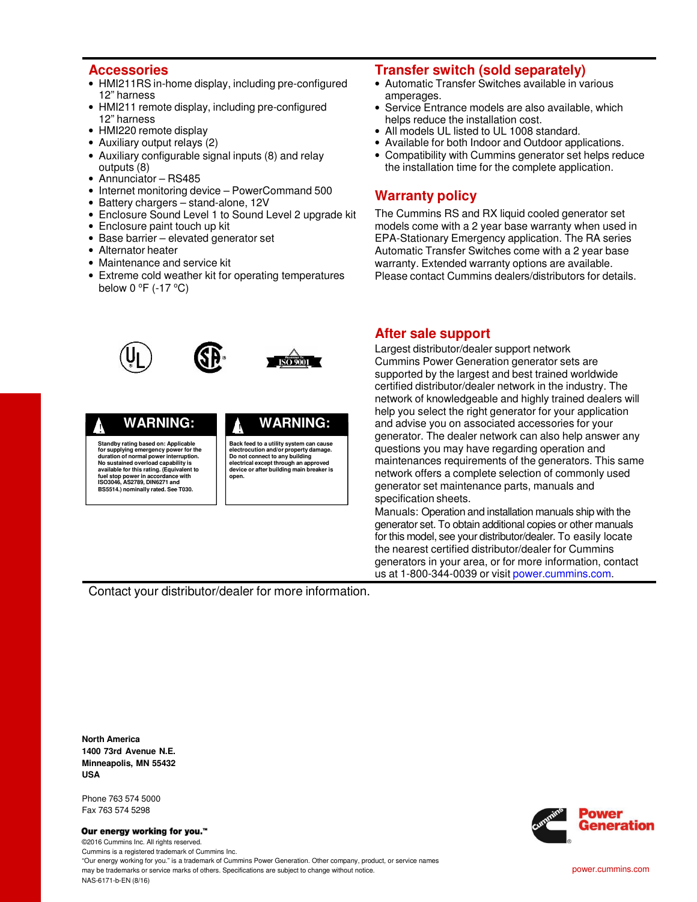## Accessories

- HMI211RS in-home display, including pre-configured 12" harness
- HMI211 remote display, including pre-configured 12" harness
- HMI220 remote display
- Auxiliary output relays (2)
- Auxiliary configurable signal inputs (8) and relay outputs (8)
- Annunciator – RS485
- Internet monitoring device – PowerCommand 500
- Battery chargers – stand-alone, 12V
- Enclosure Sound Level 1 to Sound Level 2 upgrade kit
- Enclosure paint touch up kit
- Base barrier – elevated generator set
- Alternator heater
- Maintenance and service kit
- Extreme cold weather kit for operating temperatures below 0 ºF (-17 ºC)

## Transfer switch (sold separately)

- Automatic Transfer Switches available in various amperages.
- Service Entrance models are also available, which helps reduce the installation cost.
- All models UL listed to UL 1008 standard.
- Available for both Indoor and Outdoor applications.
- Compatibility with Cummins generator set helps reduce the installation time for the complete application.

## Warranty policy

The Cummins RS and RX liquid cooled generator set models come with a 2 year base warranty when used in EPA-Stationary Emergency application. The RA series Automatic Transfer Switches come with a 2 year base warranty. Extended warranty options are available. Please contact Cummins dealers/distributors for details.

**WARNING:**

**Standby rating based on: Applicable for supplying emergency power for the duration of normal power interruption. No sustained overload capability is available for this rating. (Equivalent to fuel stop power in accordance with ISO3046, AS2789, DIN6271 and BS5514.) nominally rated. See T030.**

**WARNING:**

**Back feed to a utility system can cause electrocution and/or property damage. Do not connect to any building electrical except through an approved device or after building main breaker is open.**

## After sale support

Largest distributor/dealer support network

Cummins Power Generation generator sets are supported by the largest and best trained worldwide certified distributor/dealer network in the industry. The network of knowledgeable and highly trained dealers will help you select the right generator for your application and advise you on associated accessories for your generator. The dealer network can also help answer any questions you may have regarding operation and maintenances requirements of the generators. This same network offers a complete selection of commonly used generator set maintenance parts, manuals and specification sheets.

Manuals: Operation and installation manuals ship with the generator set. To obtain additional copies or other manuals for this model, see your distributor/dealer. To easily locate the nearest certified distributor/dealer for Cummins generators in your area, or for more information, contact us at 1-800-344-0039 or visit power.cummins.com.

Contact your distributor/dealer for more information.

**North America**
**1400 73rd Avenue N.E.**
**Minneapolis, MN 55432**
**USA**

Phone 763 574 5000
Fax 763 574 5298

**Our energy working for you.™**

©2016 Cummins Inc. All rights reserved.
Cummins is a registered trademark of Cummins Inc.
"Our energy working for you." is a trademark of Cummins Power Generation. Other company, product, or service names may be trademarks or service marks of others. Specifications are subject to change without notice.
NAS-6171-b-EN (8/16)

Power Generation

power.cummins.com